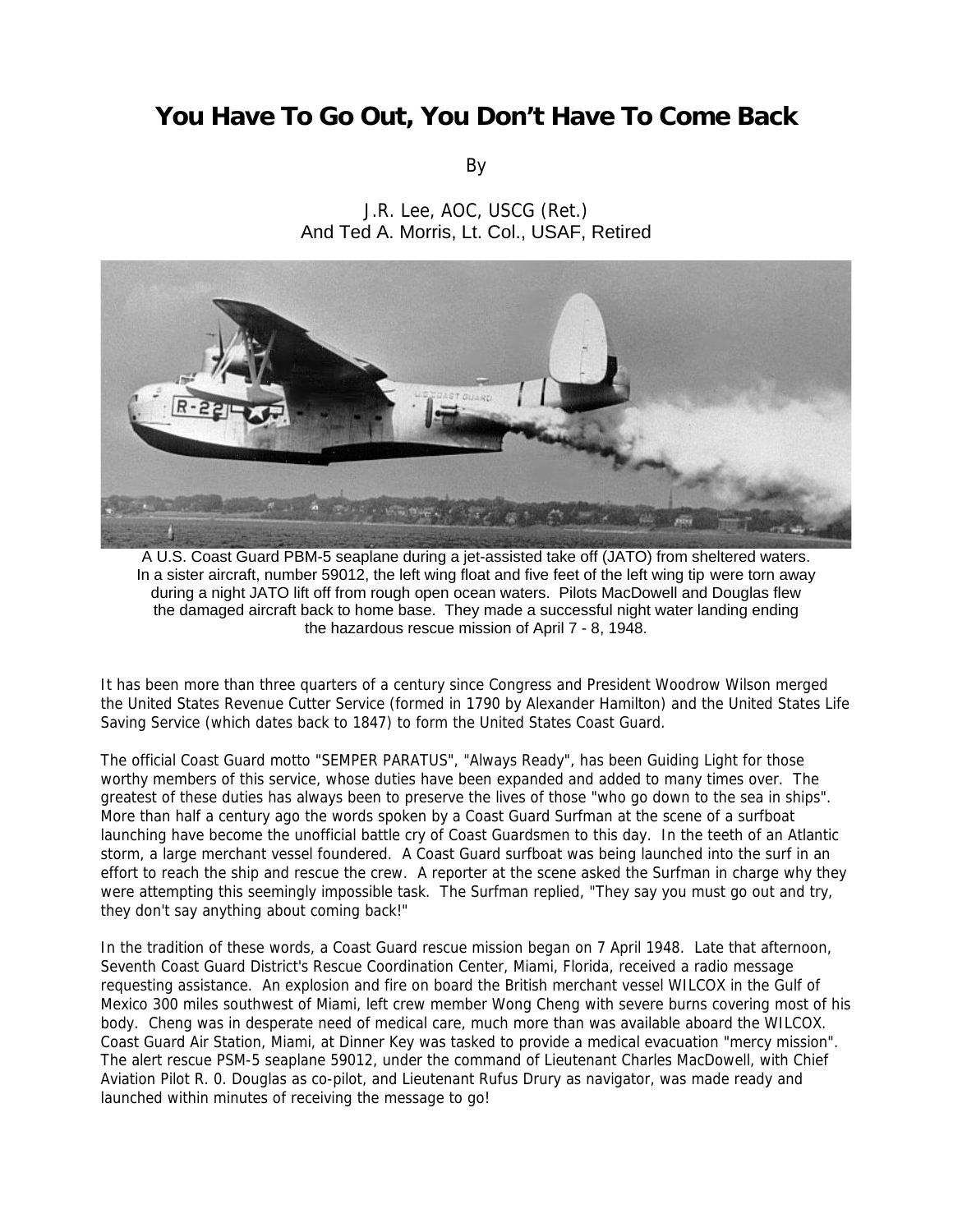# You Have To Go Out, You Don't Have To Come Back

By

J.R. Lee, AOC, USCG (Ret.)
And Ted A. Morris, Lt. Col., USAF, Retired

A U.S. Coast Guard PBM-5 seaplane during a jet-assisted take off (JATO) from sheltered waters. In a sister aircraft, number 59012, the left wing float and five feet of the left wing tip were torn away during a night JATO lift off from rough open ocean waters. Pilots MacDowell and Douglas flew the damaged aircraft back to home base. They made a successful night water landing ending the hazardous rescue mission of April 7 - 8, 1948.

It has been more than three quarters of a century since Congress and President Woodrow Wilson merged the United States Revenue Cutter Service (formed in 1790 by Alexander Hamilton) and the United States Life Saving Service (which dates back to 1847) to form the United States Coast Guard.

The official Coast Guard motto "SEMPER PARATUS", "Always Ready", has been Guiding Light for those worthy members of this service, whose duties have been expanded and added to many times over. The greatest of these duties has always been to preserve the lives of those "who go down to the sea in ships". More than half a century ago the words spoken by a Coast Guard Surfman at the scene of a surfboat launching have become the unofficial battle cry of Coast Guardsmen to this day. In the teeth of an Atlantic storm, a large merchant vessel foundered. A Coast Guard surfboat was being launched into the surf in an effort to reach the ship and rescue the crew. A reporter at the scene asked the Surfman in charge why they were attempting this seemingly impossible task. The Surfman replied, "They say you must go out and try, they don't say anything about coming back!"

In the tradition of these words, a Coast Guard rescue mission began on 7 April 1948. Late that afternoon, Seventh Coast Guard District's Rescue Coordination Center, Miami, Florida, received a radio message requesting assistance. An explosion and fire on board the British merchant vessel WILCOX in the Gulf of Mexico 300 miles southwest of Miami, left crew member Wong Cheng with severe burns covering most of his body. Cheng was in desperate need of medical care, much more than was available aboard the WILCOX. Coast Guard Air Station, Miami, at Dinner Key was tasked to provide a medical evacuation "mercy mission". The alert rescue PSM-5 seaplane 59012, under the command of Lieutenant Charles MacDowell, with Chief Aviation Pilot R. 0. Douglas as co-pilot, and Lieutenant Rufus Drury as navigator, was made ready and launched within minutes of receiving the message to go!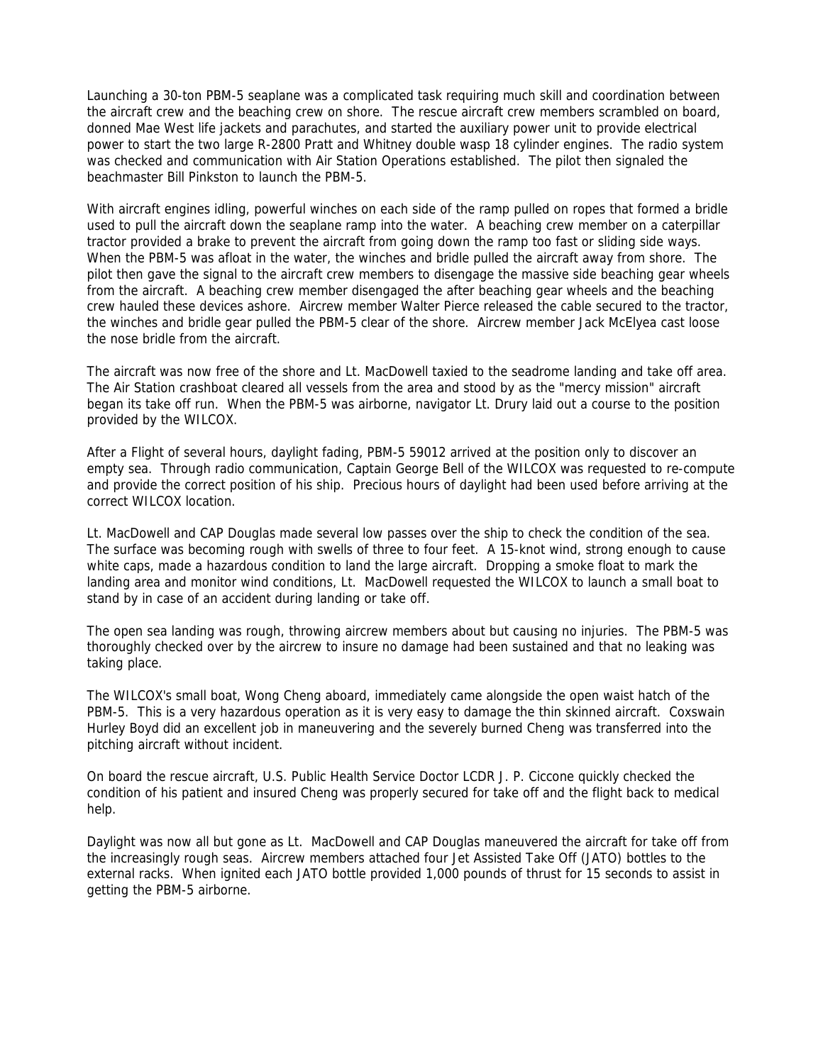Launching a 30-ton PBM-5 seaplane was a complicated task requiring much skill and coordination between the aircraft crew and the beaching crew on shore. The rescue aircraft crew members scrambled on board, donned Mae West life jackets and parachutes, and started the auxiliary power unit to provide electrical power to start the two large R-2800 Pratt and Whitney double wasp 18 cylinder engines. The radio system was checked and communication with Air Station Operations established. The pilot then signaled the beachmaster Bill Pinkston to launch the PBM-5.

With aircraft engines idling, powerful winches on each side of the ramp pulled on ropes that formed a bridle used to pull the aircraft down the seaplane ramp into the water. A beaching crew member on a caterpillar tractor provided a brake to prevent the aircraft from going down the ramp too fast or sliding side ways. When the PBM-5 was afloat in the water, the winches and bridle pulled the aircraft away from shore. The pilot then gave the signal to the aircraft crew members to disengage the massive side beaching gear wheels from the aircraft. A beaching crew member disengaged the after beaching gear wheels and the beaching crew hauled these devices ashore. Aircrew member Walter Pierce released the cable secured to the tractor, the winches and bridle gear pulled the PBM-5 clear of the shore. Aircrew member Jack McElyea cast loose the nose bridle from the aircraft.

The aircraft was now free of the shore and Lt. MacDowell taxied to the seadrome landing and take off area. The Air Station crashboat cleared all vessels from the area and stood by as the "mercy mission" aircraft began its take off run. When the PBM-5 was airborne, navigator Lt. Drury laid out a course to the position provided by the WILCOX.

After a Flight of several hours, daylight fading, PBM-5 59012 arrived at the position only to discover an empty sea. Through radio communication, Captain George Bell of the WILCOX was requested to re-compute and provide the correct position of his ship. Precious hours of daylight had been used before arriving at the correct WILCOX location.

Lt. MacDowell and CAP Douglas made several low passes over the ship to check the condition of the sea. The surface was becoming rough with swells of three to four feet. A 15-knot wind, strong enough to cause white caps, made a hazardous condition to land the large aircraft. Dropping a smoke float to mark the landing area and monitor wind conditions, Lt. MacDowell requested the WILCOX to launch a small boat to stand by in case of an accident during landing or take off.

The open sea landing was rough, throwing aircrew members about but causing no injuries. The PBM-5 was thoroughly checked over by the aircrew to insure no damage had been sustained and that no leaking was taking place.

The WILCOX's small boat, Wong Cheng aboard, immediately came alongside the open waist hatch of the PBM-5. This is a very hazardous operation as it is very easy to damage the thin skinned aircraft. Coxswain Hurley Boyd did an excellent job in maneuvering and the severely burned Cheng was transferred into the pitching aircraft without incident.

On board the rescue aircraft, U.S. Public Health Service Doctor LCDR J. P. Ciccone quickly checked the condition of his patient and insured Cheng was properly secured for take off and the flight back to medical help.

Daylight was now all but gone as Lt. MacDowell and CAP Douglas maneuvered the aircraft for take off from the increasingly rough seas. Aircrew members attached four Jet Assisted Take Off (JATO) bottles to the external racks. When ignited each JATO bottle provided 1,000 pounds of thrust for 15 seconds to assist in getting the PBM-5 airborne.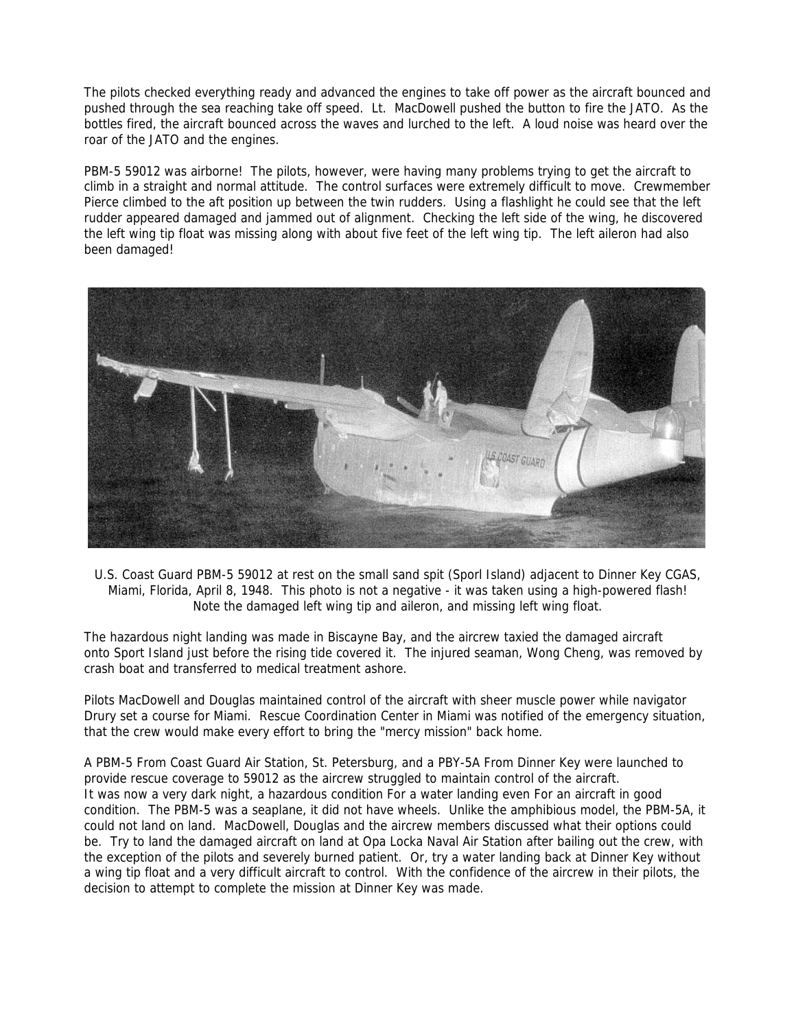The pilots checked everything ready and advanced the engines to take off power as the aircraft bounced and pushed through the sea reaching take off speed. Lt. MacDowell pushed the button to fire the JATO. As the bottles fired, the aircraft bounced across the waves and lurched to the left. A loud noise was heard over the roar of the JATO and the engines.

PBM-5 59012 was airborne! The pilots, however, were having many problems trying to get the aircraft to climb in a straight and normal attitude. The control surfaces were extremely difficult to move. Crewmember Pierce climbed to the aft position up between the twin rudders. Using a flashlight he could see that the left rudder appeared damaged and jammed out of alignment. Checking the left side of the wing, he discovered the left wing tip float was missing along with about five feet of the left wing tip. The left aileron had also been damaged!

U.S. Coast Guard PBM-5 59012 at rest on the small sand spit (Sporl Island) adjacent to Dinner Key CGAS, Miami, Florida, April 8, 1948. This photo is not a negative - it was taken using a high-powered flash! Note the damaged left wing tip and aileron, and missing left wing float.

The hazardous night landing was made in Biscayne Bay, and the aircrew taxied the damaged aircraft onto Sport Island just before the rising tide covered it. The injured seaman, Wong Cheng, was removed by crash boat and transferred to medical treatment ashore.

Pilots MacDowell and Douglas maintained control of the aircraft with sheer muscle power while navigator Drury set a course for Miami. Rescue Coordination Center in Miami was notified of the emergency situation, that the crew would make every effort to bring the "mercy mission" back home.

A PBM-5 From Coast Guard Air Station, St. Petersburg, and a PBY-5A From Dinner Key were launched to provide rescue coverage to 59012 as the aircrew struggled to maintain control of the aircraft.
It was now a very dark night, a hazardous condition For a water landing even For an aircraft in good condition. The PBM-5 was a seaplane, it did not have wheels. Unlike the amphibious model, the PBM-5A, it could not land on land. MacDowell, Douglas and the aircrew members discussed what their options could be. Try to land the damaged aircraft on land at Opa Locka Naval Air Station after bailing out the crew, with the exception of the pilots and severely burned patient. Or, try a water landing back at Dinner Key without a wing tip float and a very difficult aircraft to control. With the confidence of the aircrew in their pilots, the decision to attempt to complete the mission at Dinner Key was made.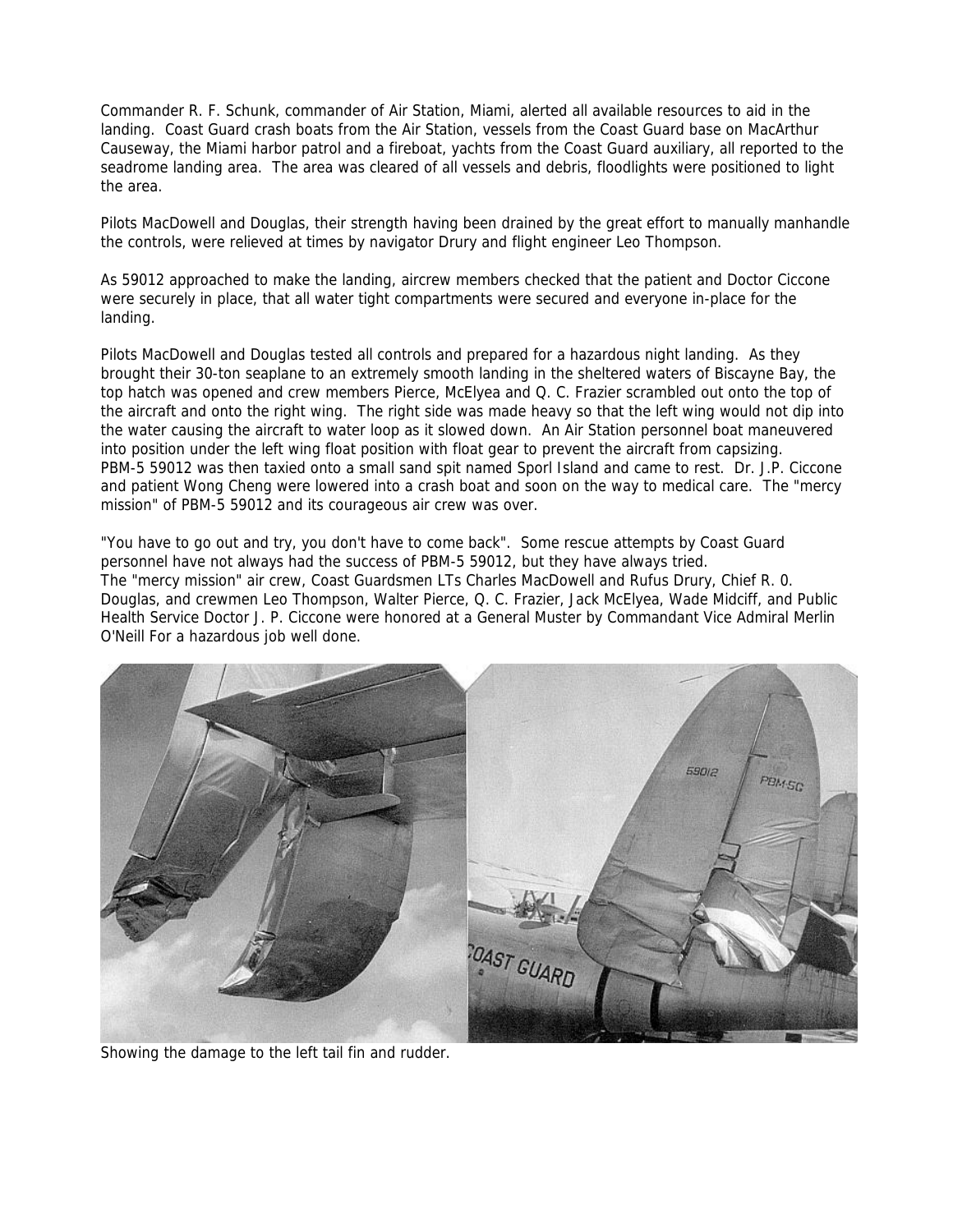Commander R. F. Schunk, commander of Air Station, Miami, alerted all available resources to aid in the landing. Coast Guard crash boats from the Air Station, vessels from the Coast Guard base on MacArthur Causeway, the Miami harbor patrol and a fireboat, yachts from the Coast Guard auxiliary, all reported to the seadrome landing area. The area was cleared of all vessels and debris, floodlights were positioned to light the area.

Pilots MacDowell and Douglas, their strength having been drained by the great effort to manually manhandle the controls, were relieved at times by navigator Drury and flight engineer Leo Thompson.

As 59012 approached to make the landing, aircrew members checked that the patient and Doctor Ciccone were securely in place, that all water tight compartments were secured and everyone in-place for the landing.

Pilots MacDowell and Douglas tested all controls and prepared for a hazardous night landing. As they brought their 30-ton seaplane to an extremely smooth landing in the sheltered waters of Biscayne Bay, the top hatch was opened and crew members Pierce, McElyea and Q. C. Frazier scrambled out onto the top of the aircraft and onto the right wing. The right side was made heavy so that the left wing would not dip into the water causing the aircraft to water loop as it slowed down. An Air Station personnel boat maneuvered into position under the left wing float position with float gear to prevent the aircraft from capsizing. PBM-5 59012 was then taxied onto a small sand spit named Sporl Island and came to rest. Dr. J.P. Ciccone and patient Wong Cheng were lowered into a crash boat and soon on the way to medical care. The "mercy mission" of PBM-5 59012 and its courageous air crew was over.

"You have to go out and try, you don't have to come back". Some rescue attempts by Coast Guard personnel have not always had the success of PBM-5 59012, but they have always tried. The "mercy mission" air crew, Coast Guardsmen LTs Charles MacDowell and Rufus Drury, Chief R. 0. Douglas, and crewmen Leo Thompson, Walter Pierce, Q. C. Frazier, Jack McElyea, Wade Midciff, and Public Health Service Doctor J. P. Ciccone were honored at a General Muster by Commandant Vice Admiral Merlin O'Neill For a hazardous job well done.

Showing the damage to the left tail fin and rudder.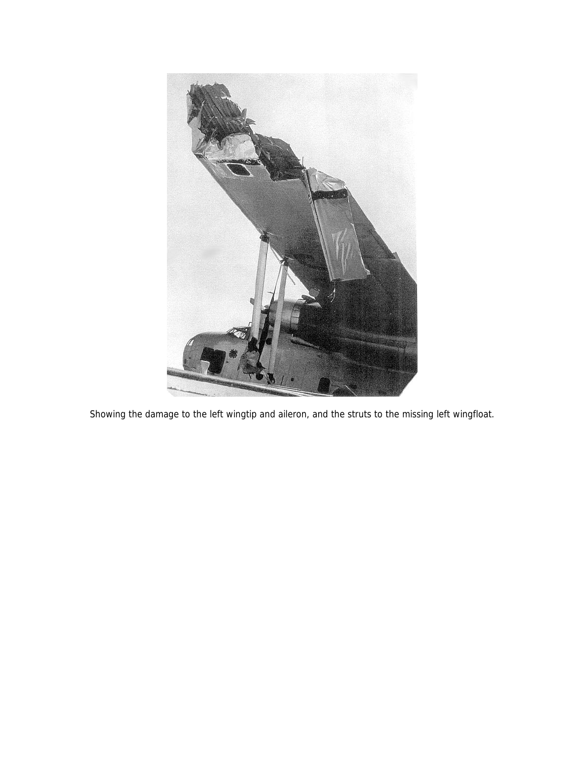Showing the damage to the left wingtip and aileron, and the struts to the missing left wingfloat.